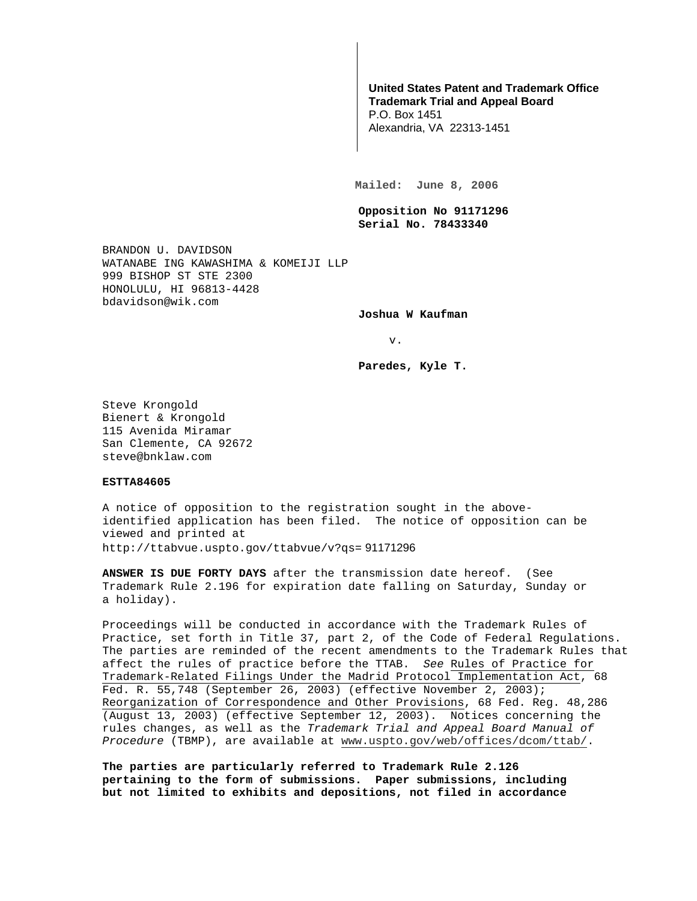**United States Patent and Trademark Office**
**Trademark Trial and Appeal Board**
P.O. Box 1451
Alexandria, VA 22313-1451

**Mailed: June 8, 2006**

**Opposition No 91171296**
**Serial No. 78433340**

BRANDON U. DAVIDSON
WATANABE ING KAWASHIMA & KOMEIJI LLP
999 BISHOP ST STE 2300
HONOLULU, HI 96813-4428
bdavidson@wik.com

**Joshua W Kaufman**

v.

**Paredes, Kyle T.**

Steve Krongold
Bienert & Krongold
115 Avenida Miramar
San Clemente, CA 92672
steve@bnklaw.com

**ESTTA84605**

A notice of opposition to the registration sought in the above-identified application has been filed. The notice of opposition can be viewed and printed at
http://ttabvue.uspto.gov/ttabvue/v?qs= 91171296

**ANSWER IS DUE FORTY DAYS** after the transmission date hereof. (See Trademark Rule 2.196 for expiration date falling on Saturday, Sunday or a holiday).

Proceedings will be conducted in accordance with the Trademark Rules of Practice, set forth in Title 37, part 2, of the Code of Federal Regulations. The parties are reminded of the recent amendments to the Trademark Rules that affect the rules of practice before the TTAB. *See* Rules of Practice for Trademark-Related Filings Under the Madrid Protocol Implementation Act, 68 Fed. R. 55,748 (September 26, 2003) (effective November 2, 2003); Reorganization of Correspondence and Other Provisions, 68 Fed. Reg. 48,286 (August 13, 2003) (effective September 12, 2003). Notices concerning the rules changes, as well as the *Trademark Trial and Appeal Board Manual of Procedure* (TBMP), are available at www.uspto.gov/web/offices/dcom/ttab/.

**The parties are particularly referred to Trademark Rule 2.126 pertaining to the form of submissions. Paper submissions, including but not limited to exhibits and depositions, not filed in accordance**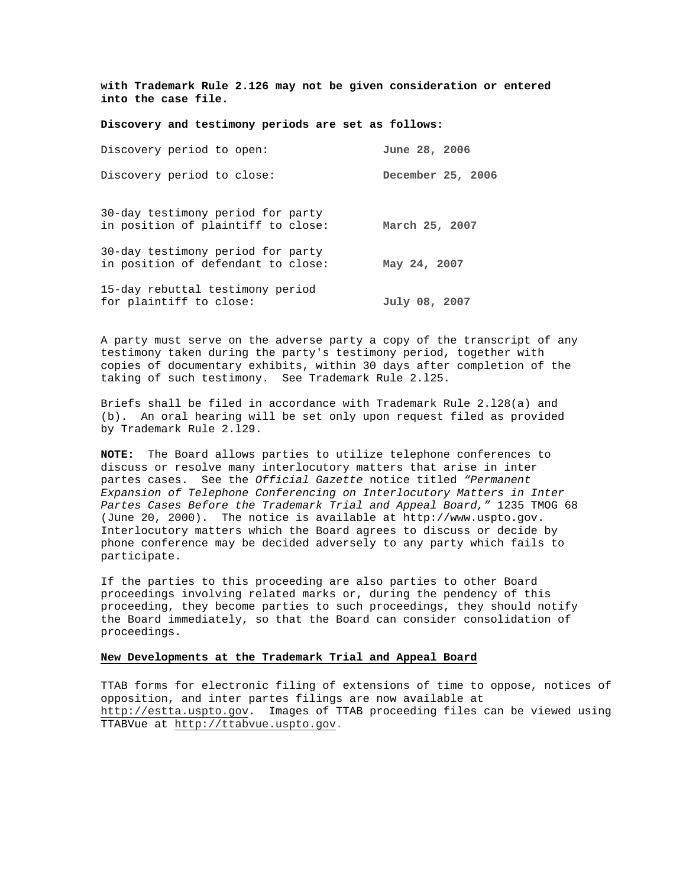**with Trademark Rule 2.126 may not be given consideration or entered into the case file.**

**Discovery and testimony periods are set as follows:**

| | |
|---|---|
| Discovery period to open: | **June 28, 2006** |
| Discovery period to close: | **December 25, 2006** |
| 30-day testimony period for party in position of plaintiff to close: | **March 25, 2007** |
| 30-day testimony period for party in position of defendant to close: | **May 24, 2007** |
| 15-day rebuttal testimony period for plaintiff to close: | **July 08, 2007** |

A party must serve on the adverse party a copy of the transcript of any testimony taken during the party's testimony period, together with copies of documentary exhibits, within 30 days after completion of the taking of such testimony. See Trademark Rule 2.l25.

Briefs shall be filed in accordance with Trademark Rule 2.l28(a) and (b). An oral hearing will be set only upon request filed as provided by Trademark Rule 2.l29.

**NOTE:** The Board allows parties to utilize telephone conferences to discuss or resolve many interlocutory matters that arise in inter partes cases. See the *Official Gazette* notice titled *"Permanent Expansion of Telephone Conferencing on Interlocutory Matters in Inter Partes Cases Before the Trademark Trial and Appeal Board,"* 1235 TMOG 68 (June 20, 2000). The notice is available at http://www.uspto.gov. Interlocutory matters which the Board agrees to discuss or decide by phone conference may be decided adversely to any party which fails to participate.

If the parties to this proceeding are also parties to other Board proceedings involving related marks or, during the pendency of this proceeding, they become parties to such proceedings, they should notify the Board immediately, so that the Board can consider consolidation of proceedings.

**New Developments at the Trademark Trial and Appeal Board**

TTAB forms for electronic filing of extensions of time to oppose, notices of opposition, and inter partes filings are now available at http://estta.uspto.gov. Images of TTAB proceeding files can be viewed using TTABVue at http://ttabvue.uspto.gov.